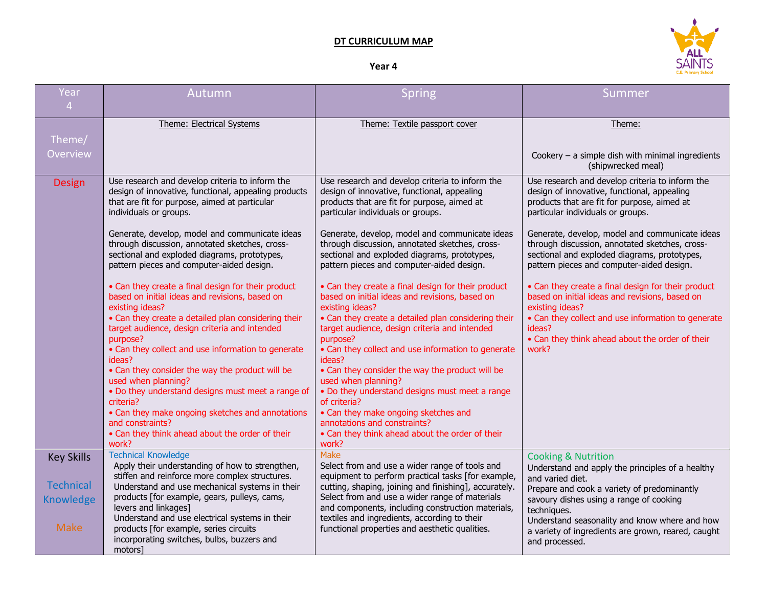# DT CURRICULUM MAP

## Year 4

| Year 4 | Autumn | Spring | Summer |
|---|---|---|---|
| Theme/ Overview | Theme: Electrical Systems | Theme: Textile passport cover | Theme:<br><br>Cookery – a simple dish with minimal ingredients (shipwrecked meal) |
| Design | Use research and develop criteria to inform the design of innovative, functional, appealing products that are fit for purpose, aimed at particular individuals or groups.<br><br>Generate, develop, model and communicate ideas through discussion, annotated sketches, cross-sectional and exploded diagrams, prototypes, pattern pieces and computer-aided design.<br><br>• Can they create a final design for their product based on initial ideas and revisions, based on existing ideas?<br>• Can they create a detailed plan considering their target audience, design criteria and intended purpose?<br>• Can they collect and use information to generate ideas?<br>• Can they consider the way the product will be used when planning?<br>• Do they understand designs must meet a range of criteria?<br>• Can they make ongoing sketches and annotations and constraints?<br>• Can they think ahead about the order of their work? | Use research and develop criteria to inform the design of innovative, functional, appealing products that are fit for purpose, aimed at particular individuals or groups.<br><br>Generate, develop, model and communicate ideas through discussion, annotated sketches, cross-sectional and exploded diagrams, prototypes, pattern pieces and computer-aided design.<br><br>• Can they create a final design for their product based on initial ideas and revisions, based on existing ideas?<br>• Can they create a detailed plan considering their target audience, design criteria and intended purpose?<br>• Can they collect and use information to generate ideas?<br>• Can they consider the way the product will be used when planning?<br>• Do they understand designs must meet a range of criteria?<br>• Can they make ongoing sketches and annotations and constraints?<br>• Can they think ahead about the order of their work? | Use research and develop criteria to inform the design of innovative, functional, appealing products that are fit for purpose, aimed at particular individuals or groups.<br><br>Generate, develop, model and communicate ideas through discussion, annotated sketches, cross-sectional and exploded diagrams, prototypes, pattern pieces and computer-aided design.<br><br>• Can they create a final design for their product based on initial ideas and revisions, based on existing ideas?<br>• Can they collect and use information to generate ideas?<br>• Can they think ahead about the order of their work? |
| Key Skills<br><br>Technical Knowledge<br><br>Make | Technical Knowledge<br>Apply their understanding of how to strengthen, stiffen and reinforce more complex structures.<br>Understand and use mechanical systems in their products [for example, gears, pulleys, cams, levers and linkages]<br>Understand and use electrical systems in their products [for example, series circuits incorporating switches, bulbs, buzzers and motors] | Make<br>Select from and use a wider range of tools and equipment to perform practical tasks [for example, cutting, shaping, joining and finishing], accurately.<br>Select from and use a wider range of materials and components, including construction materials, textiles and ingredients, according to their functional properties and aesthetic qualities. | Cooking & Nutrition<br>Understand and apply the principles of a healthy and varied diet.<br>Prepare and cook a variety of predominantly savoury dishes using a range of cooking techniques.<br>Understand seasonality and know where and how a variety of ingredients are grown, reared, caught and processed. |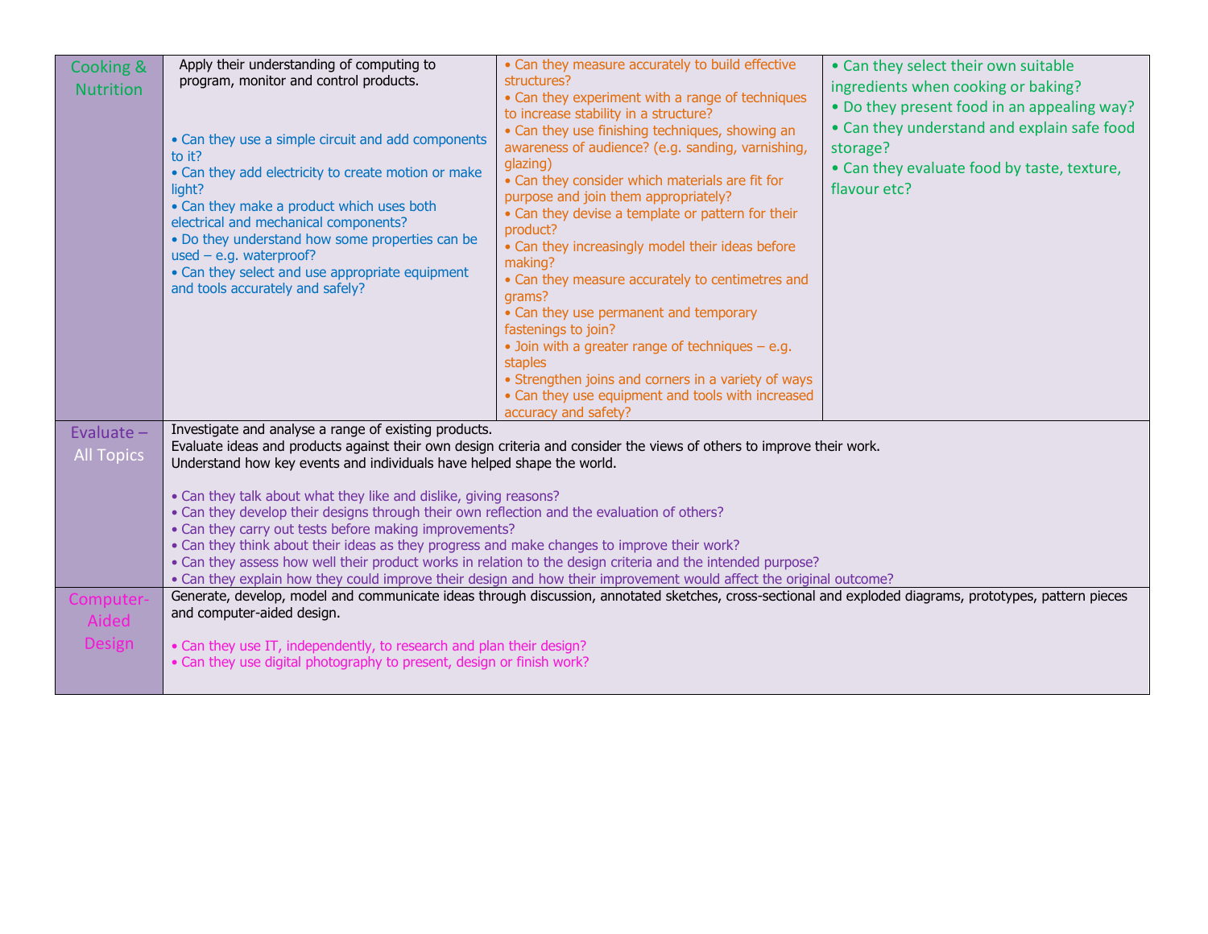| | | | |
|---|---|---|---|
| Cooking & Nutrition | Apply their understanding of computing to program, monitor and control products.<br><br>• Can they use a simple circuit and add components to it?<br>• Can they add electricity to create motion or make light?<br>• Can they make a product which uses both electrical and mechanical components?<br>• Do they understand how some properties can be used – e.g. waterproof?<br>• Can they select and use appropriate equipment and tools accurately and safely? | • Can they measure accurately to build effective structures?<br>• Can they experiment with a range of techniques to increase stability in a structure?<br>• Can they use finishing techniques, showing an awareness of audience? (e.g. sanding, varnishing, glazing)<br>• Can they consider which materials are fit for purpose and join them appropriately?<br>• Can they devise a template or pattern for their product?<br>• Can they increasingly model their ideas before making?<br>• Can they measure accurately to centimetres and grams?<br>• Can they use permanent and temporary fastenings to join?<br>• Join with a greater range of techniques – e.g. staples<br>• Strengthen joins and corners in a variety of ways<br>• Can they use equipment and tools with increased accuracy and safety? | • Can they select their own suitable ingredients when cooking or baking?<br>• Do they present food in an appealing way?<br>• Can they understand and explain safe food storage?<br>• Can they evaluate food by taste, texture, flavour etc? |
| Evaluate – All Topics | Investigate and analyse a range of existing products.<br>Evaluate ideas and products against their own design criteria and consider the views of others to improve their work.<br>Understand how key events and individuals have helped shape the world.<br><br>• Can they talk about what they like and dislike, giving reasons?<br>• Can they develop their designs through their own reflection and the evaluation of others?<br>• Can they carry out tests before making improvements?<br>• Can they think about their ideas as they progress and make changes to improve their work?<br>• Can they assess how well their product works in relation to the design criteria and the intended purpose?<br>• Can they explain how they could improve their design and how their improvement would affect the original outcome? | | |
| Computer-Aided Design | Generate, develop, model and communicate ideas through discussion, annotated sketches, cross-sectional and exploded diagrams, prototypes, pattern pieces and computer-aided design.<br><br>• Can they use IT, independently, to research and plan their design?<br>• Can they use digital photography to present, design or finish work? | | |